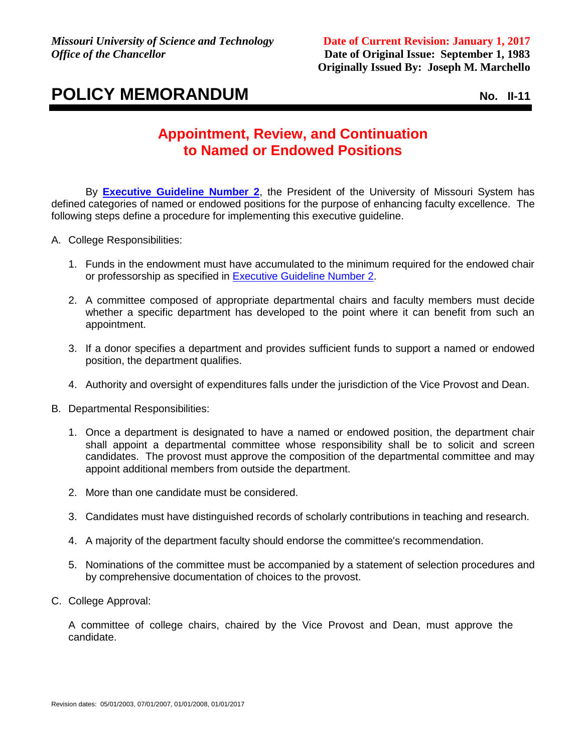*Missouri University of Science and Technology*
*Office of the Chancellor*

**Date of Current Revision: January 1, 2017**
**Date of Original Issue: September 1, 1983**
**Originally Issued By: Joseph M. Marchello**

# POLICY MEMORANDUM

**No. II-11**

## Appointment, Review, and Continuation to Named or Endowed Positions

By **Executive Guideline Number 2**, the President of the University of Missouri System has defined categories of named or endowed positions for the purpose of enhancing faculty excellence. The following steps define a procedure for implementing this executive guideline.

A. College Responsibilities:

1. Funds in the endowment must have accumulated to the minimum required for the endowed chair or professorship as specified in Executive Guideline Number 2.
2. A committee composed of appropriate departmental chairs and faculty members must decide whether a specific department has developed to the point where it can benefit from such an appointment.
3. If a donor specifies a department and provides sufficient funds to support a named or endowed position, the department qualifies.
4. Authority and oversight of expenditures falls under the jurisdiction of the Vice Provost and Dean.

B. Departmental Responsibilities:

1. Once a department is designated to have a named or endowed position, the department chair shall appoint a departmental committee whose responsibility shall be to solicit and screen candidates. The provost must approve the composition of the departmental committee and may appoint additional members from outside the department.
2. More than one candidate must be considered.
3. Candidates must have distinguished records of scholarly contributions in teaching and research.
4. A majority of the department faculty should endorse the committee's recommendation.
5. Nominations of the committee must be accompanied by a statement of selection procedures and by comprehensive documentation of choices to the provost.

C. College Approval:

A committee of college chairs, chaired by the Vice Provost and Dean, must approve the candidate.

Revision dates: 05/01/2003, 07/01/2007, 01/01/2008, 01/01/2017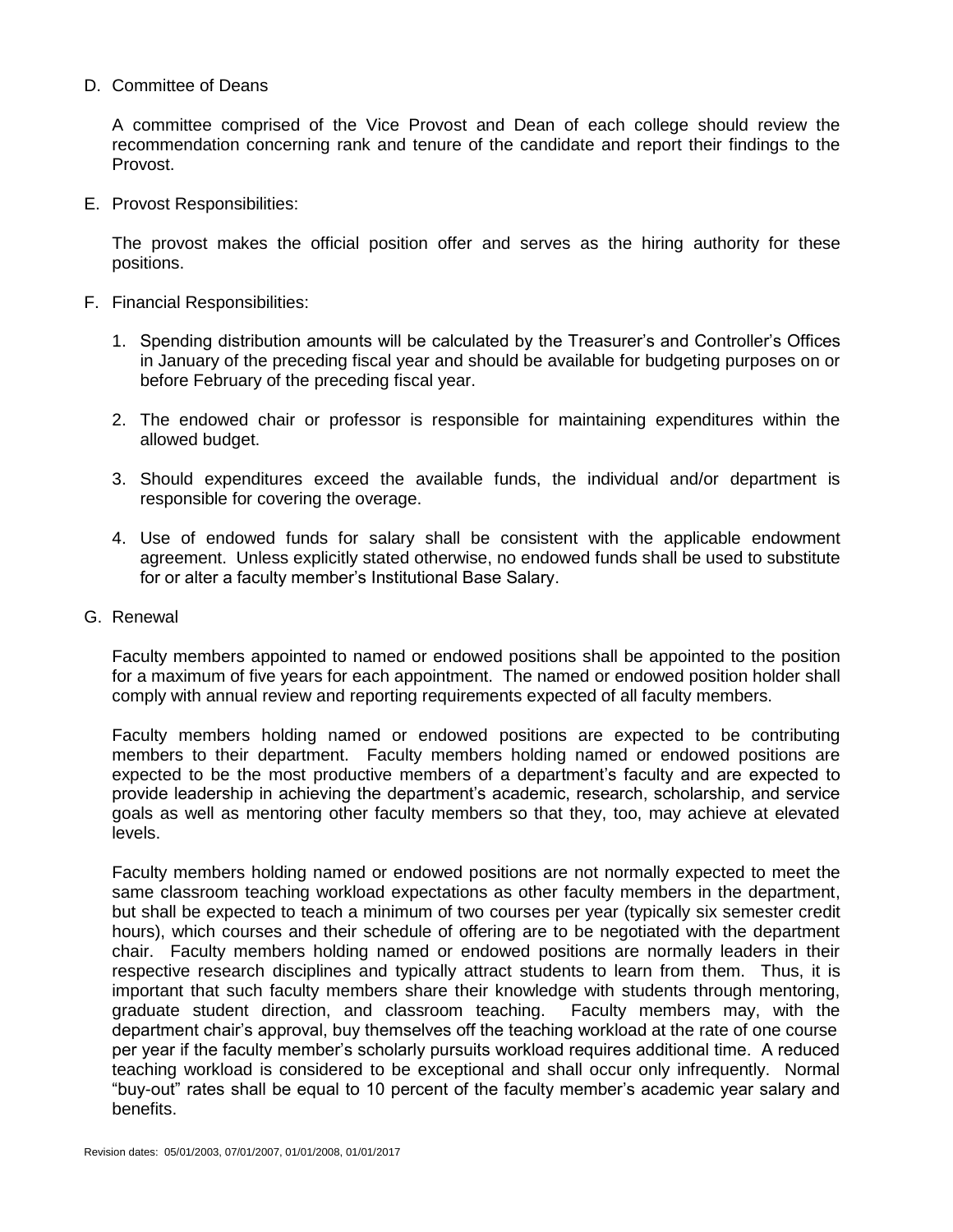D. Committee of Deans

   A committee comprised of the Vice Provost and Dean of each college should review the recommendation concerning rank and tenure of the candidate and report their findings to the Provost.

E. Provost Responsibilities:

   The provost makes the official position offer and serves as the hiring authority for these positions.

F. Financial Responsibilities:

   1. Spending distribution amounts will be calculated by the Treasurer's and Controller's Offices in January of the preceding fiscal year and should be available for budgeting purposes on or before February of the preceding fiscal year.

   2. The endowed chair or professor is responsible for maintaining expenditures within the allowed budget.

   3. Should expenditures exceed the available funds, the individual and/or department is responsible for covering the overage.

   4. Use of endowed funds for salary shall be consistent with the applicable endowment agreement. Unless explicitly stated otherwise, no endowed funds shall be used to substitute for or alter a faculty member's Institutional Base Salary.

G. Renewal

   Faculty members appointed to named or endowed positions shall be appointed to the position for a maximum of five years for each appointment. The named or endowed position holder shall comply with annual review and reporting requirements expected of all faculty members.

   Faculty members holding named or endowed positions are expected to be contributing members to their department. Faculty members holding named or endowed positions are expected to be the most productive members of a department's faculty and are expected to provide leadership in achieving the department's academic, research, scholarship, and service goals as well as mentoring other faculty members so that they, too, may achieve at elevated levels.

   Faculty members holding named or endowed positions are not normally expected to meet the same classroom teaching workload expectations as other faculty members in the department, but shall be expected to teach a minimum of two courses per year (typically six semester credit hours), which courses and their schedule of offering are to be negotiated with the department chair. Faculty members holding named or endowed positions are normally leaders in their respective research disciplines and typically attract students to learn from them. Thus, it is important that such faculty members share their knowledge with students through mentoring, graduate student direction, and classroom teaching. Faculty members may, with the department chair's approval, buy themselves off the teaching workload at the rate of one course per year if the faculty member's scholarly pursuits workload requires additional time. A reduced teaching workload is considered to be exceptional and shall occur only infrequently. Normal "buy-out" rates shall be equal to 10 percent of the faculty member's academic year salary and benefits.

Revision dates: 05/01/2003, 07/01/2007, 01/01/2008, 01/01/2017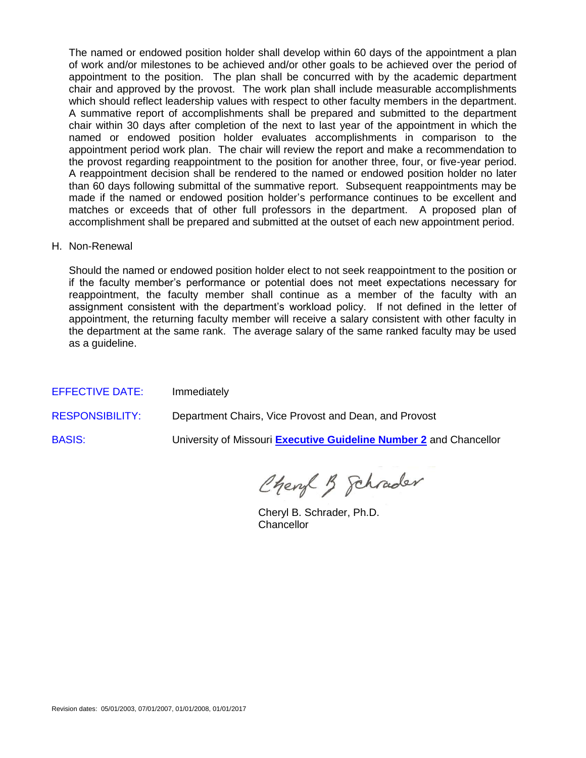The named or endowed position holder shall develop within 60 days of the appointment a plan of work and/or milestones to be achieved and/or other goals to be achieved over the period of appointment to the position. The plan shall be concurred with by the academic department chair and approved by the provost. The work plan shall include measurable accomplishments which should reflect leadership values with respect to other faculty members in the department. A summative report of accomplishments shall be prepared and submitted to the department chair within 30 days after completion of the next to last year of the appointment in which the named or endowed position holder evaluates accomplishments in comparison to the appointment period work plan. The chair will review the report and make a recommendation to the provost regarding reappointment to the position for another three, four, or five-year period. A reappointment decision shall be rendered to the named or endowed position holder no later than 60 days following submittal of the summative report. Subsequent reappointments may be made if the named or endowed position holder's performance continues to be excellent and matches or exceeds that of other full professors in the department. A proposed plan of accomplishment shall be prepared and submitted at the outset of each new appointment period.

H. Non-Renewal

Should the named or endowed position holder elect to not seek reappointment to the position or if the faculty member's performance or potential does not meet expectations necessary for reappointment, the faculty member shall continue as a member of the faculty with an assignment consistent with the department's workload policy. If not defined in the letter of appointment, the returning faculty member will receive a salary consistent with other faculty in the department at the same rank. The average salary of the same ranked faculty may be used as a guideline.

EFFECTIVE DATE: Immediately

RESPONSIBILITY: Department Chairs, Vice Provost and Dean, and Provost

BASIS: University of Missouri **Executive Guideline Number 2** and Chancellor

Cheryl B. Schrader

Cheryl B. Schrader, Ph.D.
Chancellor

Revision dates: 05/01/2003, 07/01/2007, 01/01/2008, 01/01/2017